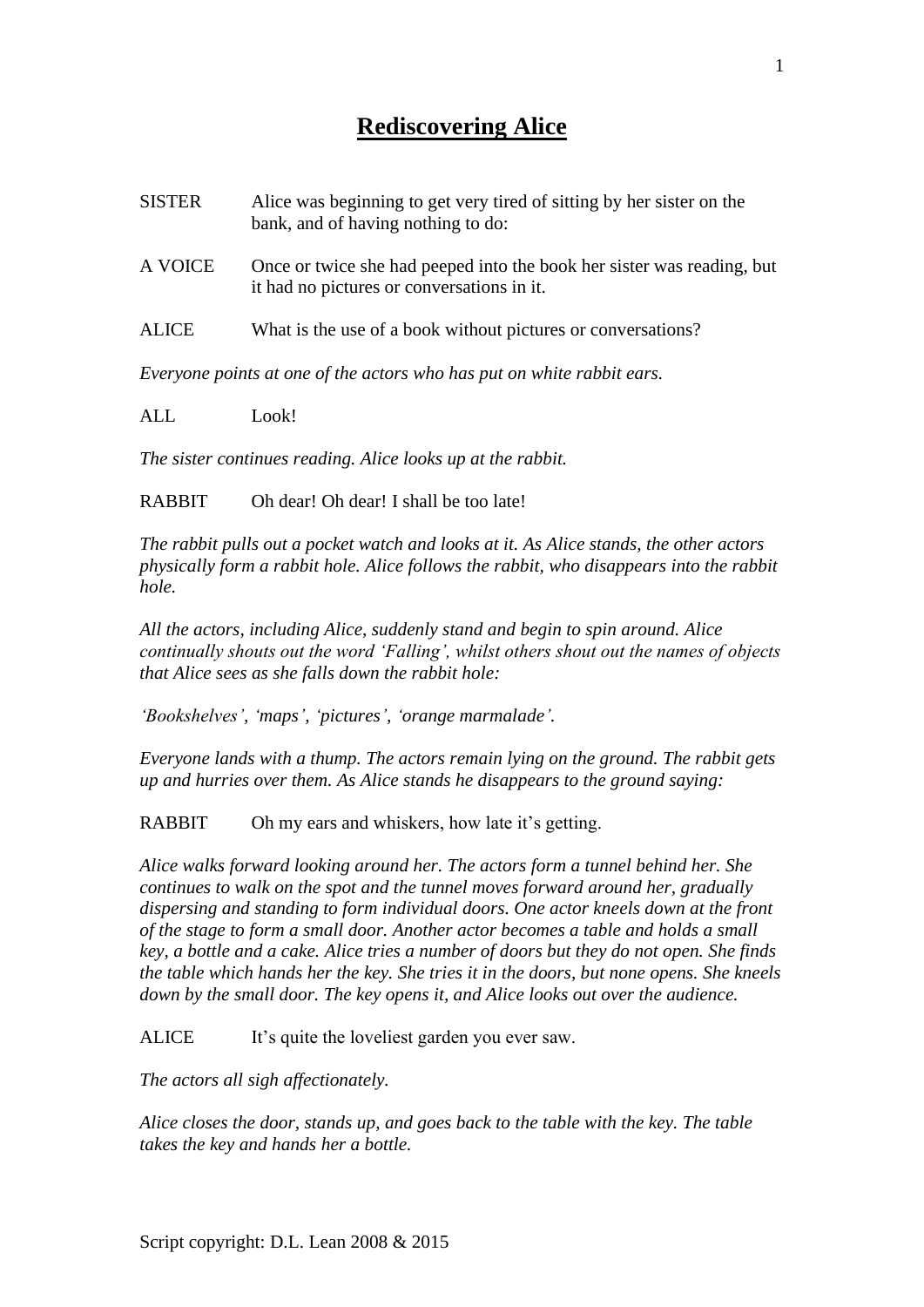# Rediscovering Alice

SISTER Alice was beginning to get very tired of sitting by her sister on the bank, and of having nothing to do:

A VOICE Once or twice she had peeped into the book her sister was reading, but it had no pictures or conversations in it.

ALICE What is the use of a book without pictures or conversations?

*Everyone points at one of the actors who has put on white rabbit ears.*

ALL Look!

*The sister continues reading. Alice looks up at the rabbit.*

RABBIT Oh dear! Oh dear! I shall be too late!

*The rabbit pulls out a pocket watch and looks at it. As Alice stands, the other actors physically form a rabbit hole. Alice follows the rabbit, who disappears into the rabbit hole.*

*All the actors, including Alice, suddenly stand and begin to spin around. Alice continually shouts out the word 'Falling', whilst others shout out the names of objects that Alice sees as she falls down the rabbit hole:*

*'Bookshelves', 'maps', 'pictures', 'orange marmalade'.*

*Everyone lands with a thump. The actors remain lying on the ground. The rabbit gets up and hurries over them. As Alice stands he disappears to the ground saying:*

RABBIT Oh my ears and whiskers, how late it's getting.

*Alice walks forward looking around her. The actors form a tunnel behind her. She continues to walk on the spot and the tunnel moves forward around her, gradually dispersing and standing to form individual doors. One actor kneels down at the front of the stage to form a small door. Another actor becomes a table and holds a small key, a bottle and a cake. Alice tries a number of doors but they do not open. She finds the table which hands her the key. She tries it in the doors, but none opens. She kneels down by the small door. The key opens it, and Alice looks out over the audience.*

ALICE It's quite the loveliest garden you ever saw.

*The actors all sigh affectionately.*

*Alice closes the door, stands up, and goes back to the table with the key. The table takes the key and hands her a bottle.*

Script copyright: D.L. Lean 2008 & 2015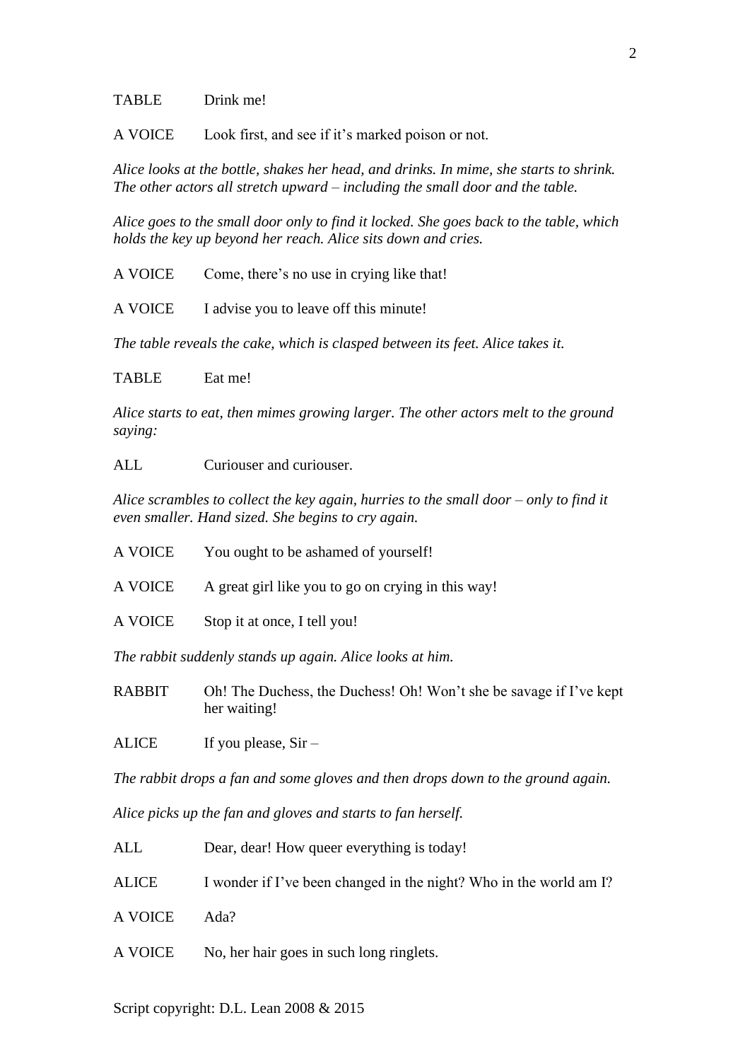TABLE Drink me!

A VOICE Look first, and see if it's marked poison or not.

*Alice looks at the bottle, shakes her head, and drinks. In mime, she starts to shrink. The other actors all stretch upward – including the small door and the table.*

*Alice goes to the small door only to find it locked. She goes back to the table, which holds the key up beyond her reach. Alice sits down and cries.*

A VOICE Come, there's no use in crying like that!

A VOICE I advise you to leave off this minute!

*The table reveals the cake, which is clasped between its feet. Alice takes it.*

TABLE Eat me!

*Alice starts to eat, then mimes growing larger. The other actors melt to the ground saying:*

ALL Curiouser and curiouser.

*Alice scrambles to collect the key again, hurries to the small door – only to find it even smaller. Hand sized. She begins to cry again.*

A VOICE You ought to be ashamed of yourself!

A VOICE A great girl like you to go on crying in this way!

A VOICE Stop it at once, I tell you!

*The rabbit suddenly stands up again. Alice looks at him.*

RABBIT Oh! The Duchess, the Duchess! Oh! Won't she be savage if I've kept her waiting!

ALICE If you please, Sir –

*The rabbit drops a fan and some gloves and then drops down to the ground again.*

*Alice picks up the fan and gloves and starts to fan herself.*

ALL Dear, dear! How queer everything is today!

ALICE I wonder if I've been changed in the night? Who in the world am I?

A VOICE Ada?

A VOICE No, her hair goes in such long ringlets.

Script copyright: D.L. Lean 2008 & 2015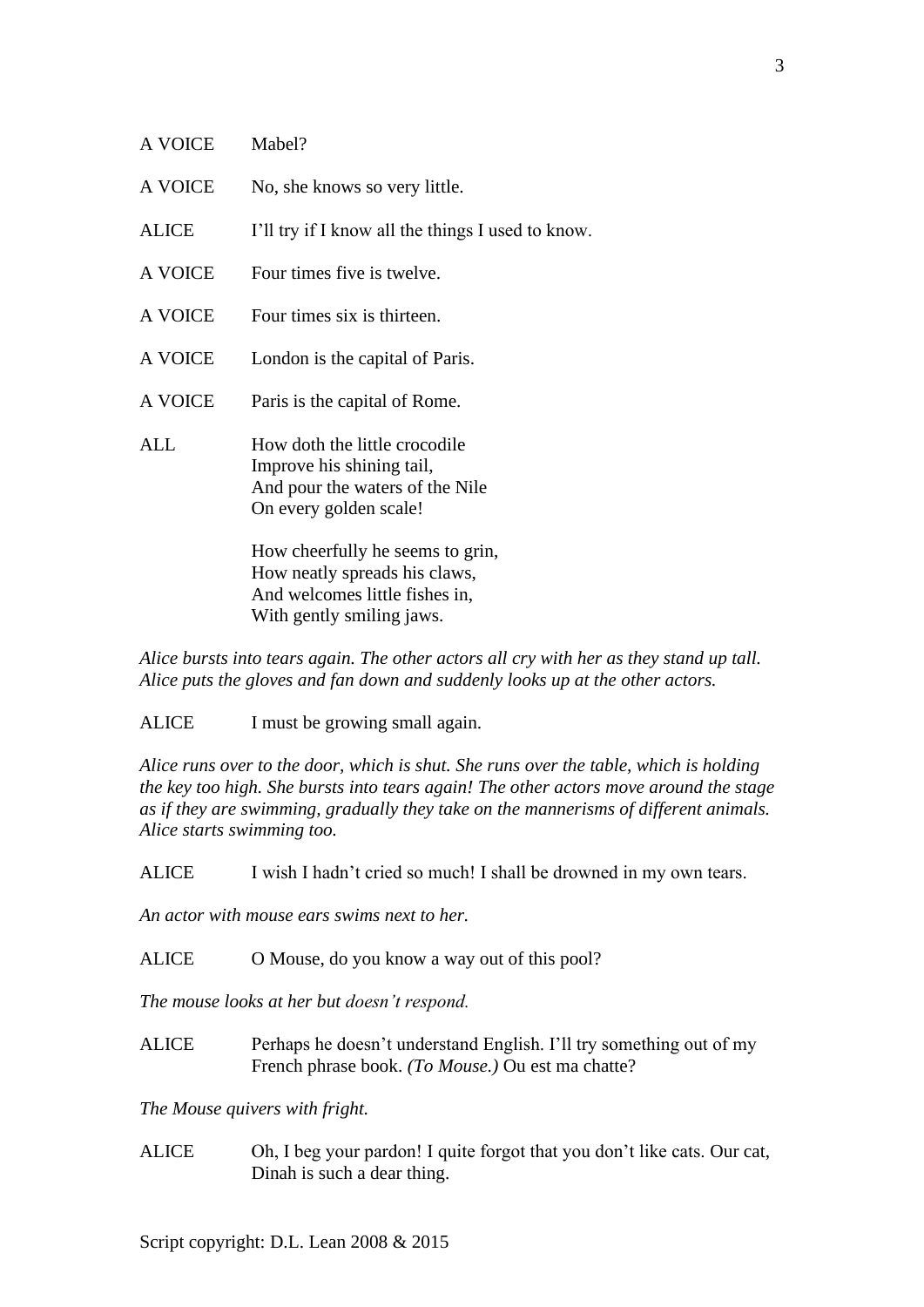A VOICE	Mabel?

A VOICE	No, she knows so very little.

ALICE	I'll try if I know all the things I used to know.

A VOICE	Four times five is twelve.

A VOICE	Four times six is thirteen.

A VOICE	London is the capital of Paris.

A VOICE	Paris is the capital of Rome.

ALL	How doth the little crocodile
Improve his shining tail,
And pour the waters of the Nile
On every golden scale!

How cheerfully he seems to grin,
How neatly spreads his claws,
And welcomes little fishes in,
With gently smiling jaws.

*Alice bursts into tears again. The other actors all cry with her as they stand up tall. Alice puts the gloves and fan down and suddenly looks up at the other actors.*

ALICE	I must be growing small again.

*Alice runs over to the door, which is shut. She runs over the table, which is holding the key too high. She bursts into tears again! The other actors move around the stage as if they are swimming, gradually they take on the mannerisms of different animals. Alice starts swimming too.*

ALICE	I wish I hadn't cried so much! I shall be drowned in my own tears.

*An actor with mouse ears swims next to her.*

ALICE	O Mouse, do you know a way out of this pool?

*The mouse looks at her but doesn't respond.*

ALICE	Perhaps he doesn't understand English. I'll try something out of my French phrase book. *(To Mouse.)* Ou est ma chatte?

*The Mouse quivers with fright.*

ALICE	Oh, I beg your pardon! I quite forgot that you don't like cats. Our cat, Dinah is such a dear thing.

Script copyright: D.L. Lean 2008 & 2015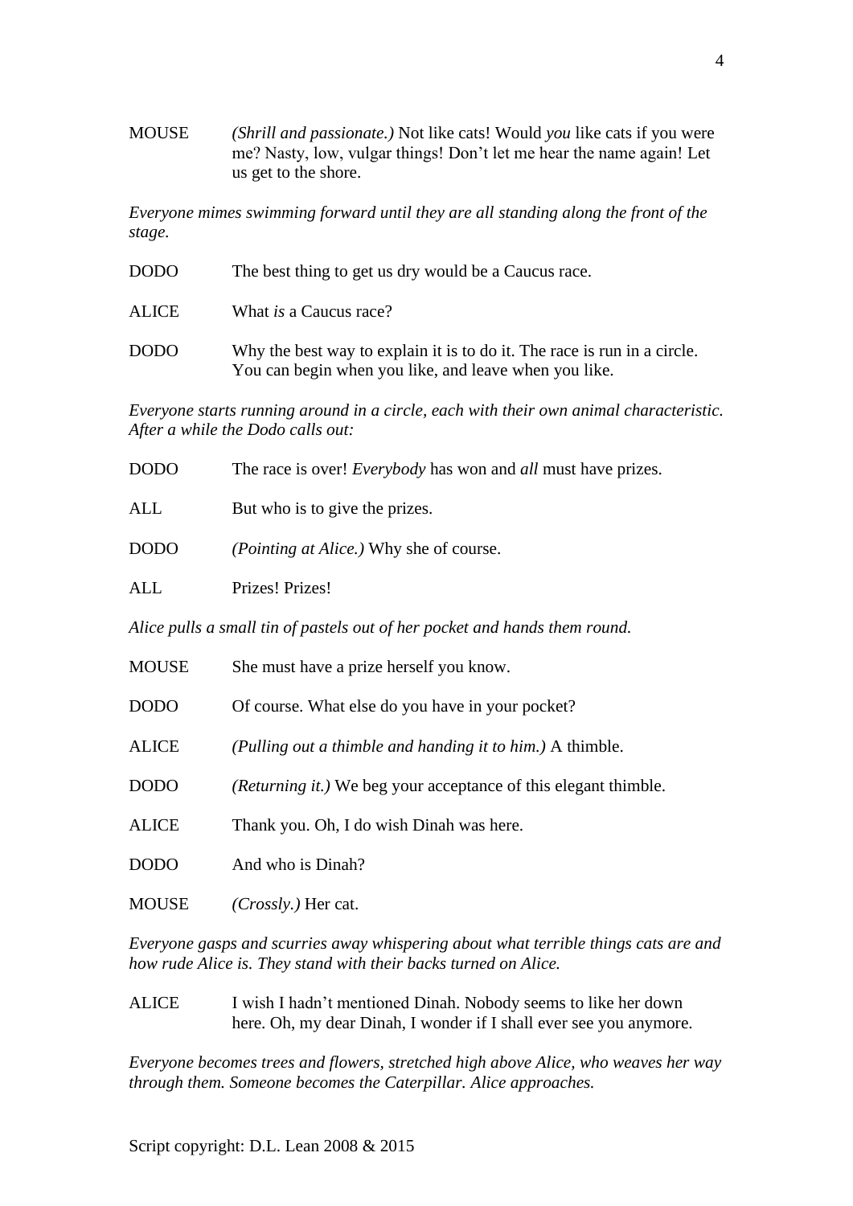MOUSE *(Shrill and passionate.)* Not like cats! Would *you* like cats if you were me? Nasty, low, vulgar things! Don't let me hear the name again! Let us get to the shore.

*Everyone mimes swimming forward until they are all standing along the front of the stage.*

DODO The best thing to get us dry would be a Caucus race.

ALICE What *is* a Caucus race?

DODO Why the best way to explain it is to do it. The race is run in a circle. You can begin when you like, and leave when you like.

*Everyone starts running around in a circle, each with their own animal characteristic. After a while the Dodo calls out:*

DODO The race is over! *Everybody* has won and *all* must have prizes.

ALL But who is to give the prizes.

DODO *(Pointing at Alice.)* Why she of course.

ALL Prizes! Prizes!

*Alice pulls a small tin of pastels out of her pocket and hands them round.*

MOUSE She must have a prize herself you know.

DODO Of course. What else do you have in your pocket?

ALICE *(Pulling out a thimble and handing it to him.)* A thimble.

DODO *(Returning it.)* We beg your acceptance of this elegant thimble.

ALICE Thank you. Oh, I do wish Dinah was here.

DODO And who is Dinah?

MOUSE *(Crossly.)* Her cat.

*Everyone gasps and scurries away whispering about what terrible things cats are and how rude Alice is. They stand with their backs turned on Alice.*

ALICE I wish I hadn't mentioned Dinah. Nobody seems to like her down here. Oh, my dear Dinah, I wonder if I shall ever see you anymore.

*Everyone becomes trees and flowers, stretched high above Alice, who weaves her way through them. Someone becomes the Caterpillar. Alice approaches.*

Script copyright: D.L. Lean 2008 & 2015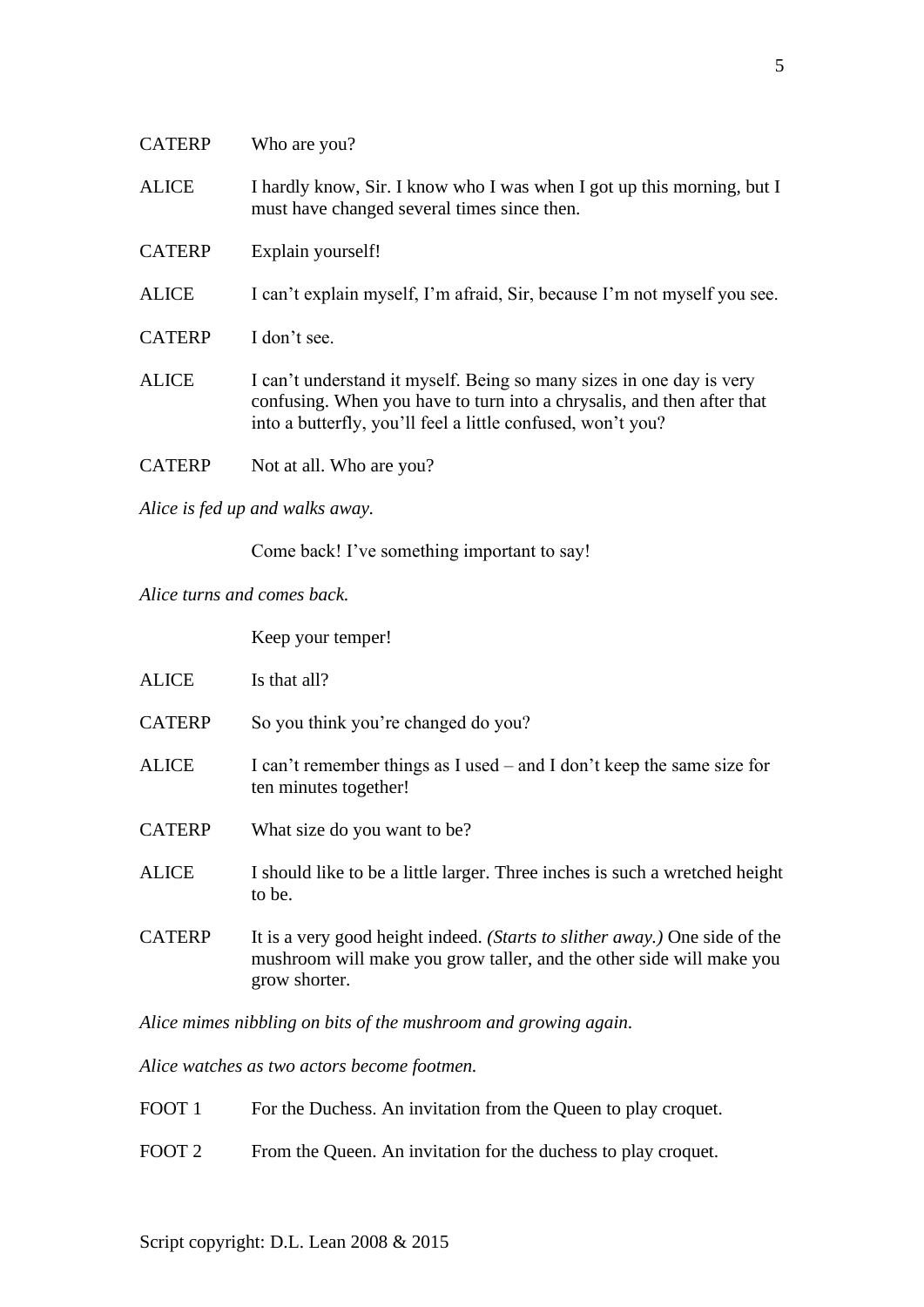CATERP Who are you?

ALICE I hardly know, Sir. I know who I was when I got up this morning, but I must have changed several times since then.

CATERP Explain yourself!

ALICE I can't explain myself, I'm afraid, Sir, because I'm not myself you see.

CATERP I don't see.

ALICE I can't understand it myself. Being so many sizes in one day is very confusing. When you have to turn into a chrysalis, and then after that into a butterfly, you'll feel a little confused, won't you?

CATERP Not at all. Who are you?

*Alice is fed up and walks away.*

Come back! I've something important to say!

*Alice turns and comes back.*

Keep your temper!

ALICE Is that all?

CATERP So you think you're changed do you?

ALICE I can't remember things as I used – and I don't keep the same size for ten minutes together!

CATERP What size do you want to be?

ALICE I should like to be a little larger. Three inches is such a wretched height to be.

CATERP It is a very good height indeed. *(Starts to slither away.)* One side of the mushroom will make you grow taller, and the other side will make you grow shorter.

*Alice mimes nibbling on bits of the mushroom and growing again.*

*Alice watches as two actors become footmen.*

FOOT 1 For the Duchess. An invitation from the Queen to play croquet.

FOOT 2 From the Queen. An invitation for the duchess to play croquet.

Script copyright: D.L. Lean 2008 & 2015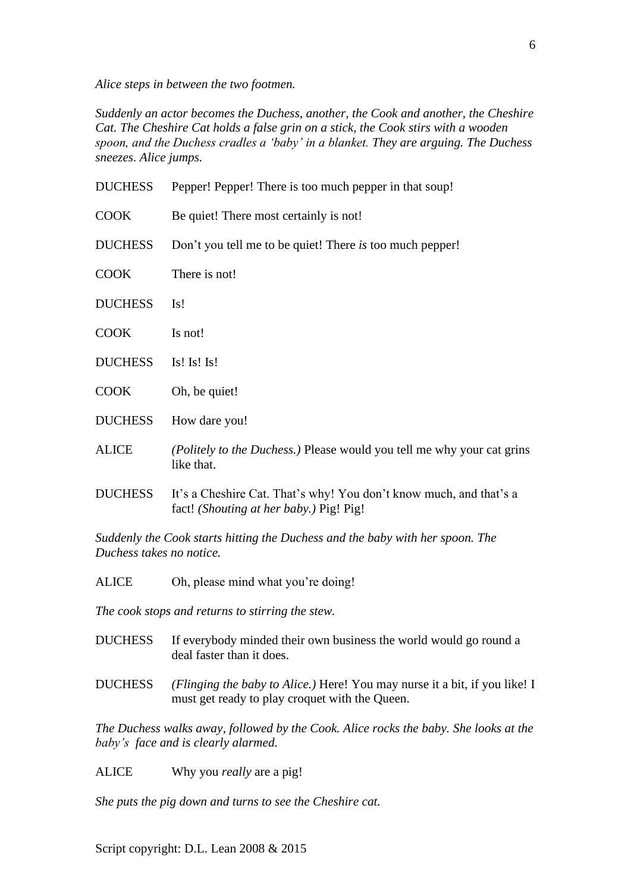*Alice steps in between the two footmen.*

*Suddenly an actor becomes the Duchess, another, the Cook and another, the Cheshire Cat. The Cheshire Cat holds a false grin on a stick, the Cook stirs with a wooden spoon, and the Duchess cradles a 'baby' in a blanket. They are arguing. The Duchess sneezes. Alice jumps.*

DUCHESS Pepper! Pepper! There is too much pepper in that soup!

COOK Be quiet! There most certainly is not!

DUCHESS Don't you tell me to be quiet! There *is* too much pepper!

COOK There is not!

DUCHESS Is!

COOK Is not!

DUCHESS Is! Is! Is!

COOK Oh, be quiet!

DUCHESS How dare you!

ALICE *(Politely to the Duchess.)* Please would you tell me why your cat grins like that.

DUCHESS It's a Cheshire Cat. That's why! You don't know much, and that's a fact! *(Shouting at her baby.)* Pig! Pig!

*Suddenly the Cook starts hitting the Duchess and the baby with her spoon. The Duchess takes no notice.*

ALICE Oh, please mind what you're doing!

*The cook stops and returns to stirring the stew.*

DUCHESS If everybody minded their own business the world would go round a deal faster than it does.

DUCHESS *(Flinging the baby to Alice.)* Here! You may nurse it a bit, if you like! I must get ready to play croquet with the Queen.

*The Duchess walks away, followed by the Cook. Alice rocks the baby. She looks at the baby's face and is clearly alarmed.*

ALICE Why you *really* are a pig!

*She puts the pig down and turns to see the Cheshire cat.*

Script copyright: D.L. Lean 2008 & 2015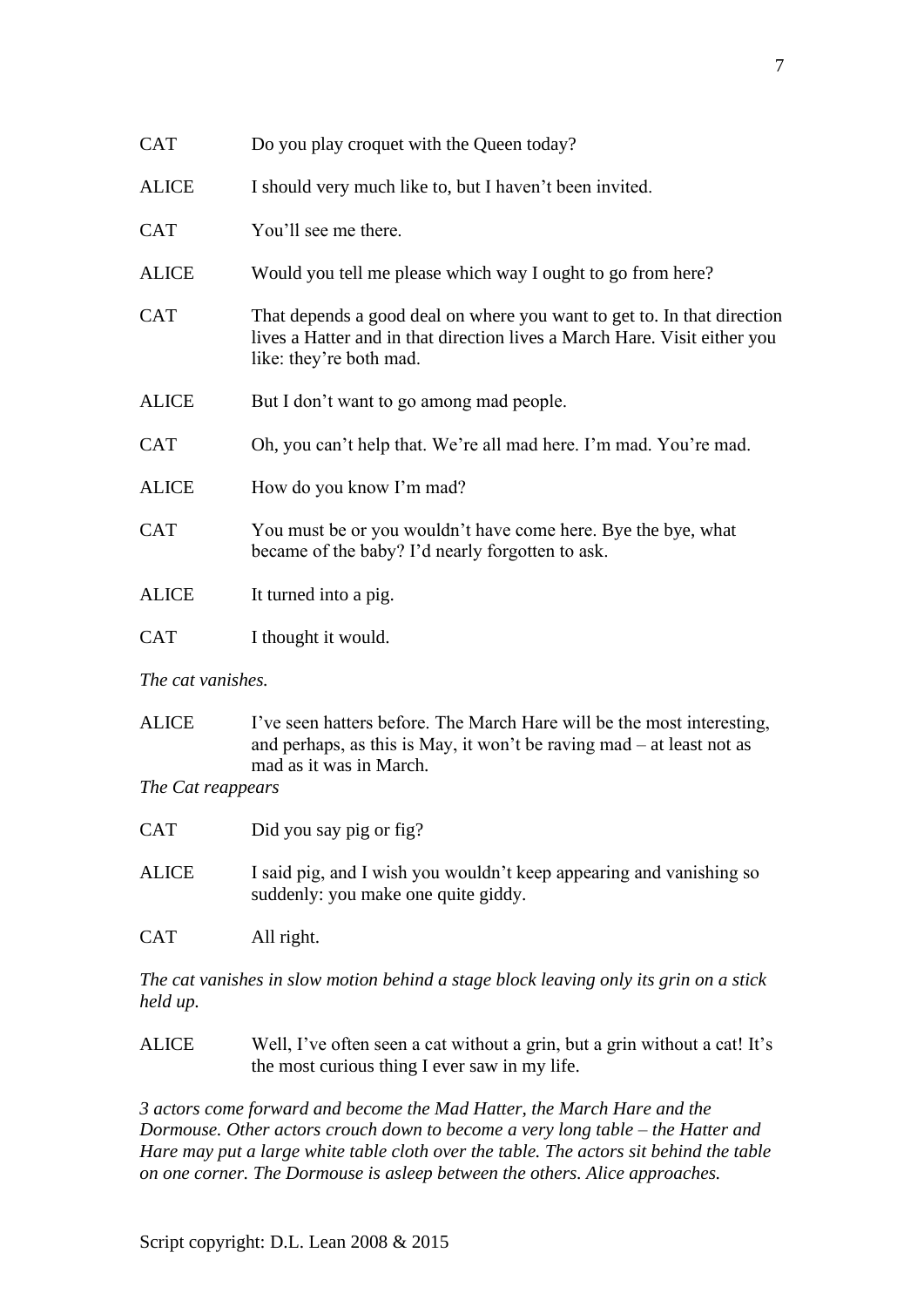CAT Do you play croquet with the Queen today?

ALICE I should very much like to, but I haven't been invited.

CAT You'll see me there.

ALICE Would you tell me please which way I ought to go from here?

CAT That depends a good deal on where you want to get to. In that direction lives a Hatter and in that direction lives a March Hare. Visit either you like: they're both mad.

ALICE But I don't want to go among mad people.

CAT Oh, you can't help that. We're all mad here. I'm mad. You're mad.

ALICE How do you know I'm mad?

CAT You must be or you wouldn't have come here. Bye the bye, what became of the baby? I'd nearly forgotten to ask.

ALICE It turned into a pig.

CAT I thought it would.

*The cat vanishes.*

ALICE I've seen hatters before. The March Hare will be the most interesting, and perhaps, as this is May, it won't be raving mad – at least not as mad as it was in March.

*The Cat reappears*

CAT Did you say pig or fig?

ALICE I said pig, and I wish you wouldn't keep appearing and vanishing so suddenly: you make one quite giddy.

CAT All right.

*The cat vanishes in slow motion behind a stage block leaving only its grin on a stick held up.*

ALICE Well, I've often seen a cat without a grin, but a grin without a cat! It's the most curious thing I ever saw in my life.

*3 actors come forward and become the Mad Hatter, the March Hare and the Dormouse. Other actors crouch down to become a very long table – the Hatter and Hare may put a large white table cloth over the table. The actors sit behind the table on one corner. The Dormouse is asleep between the others. Alice approaches.*

Script copyright: D.L. Lean 2008 & 2015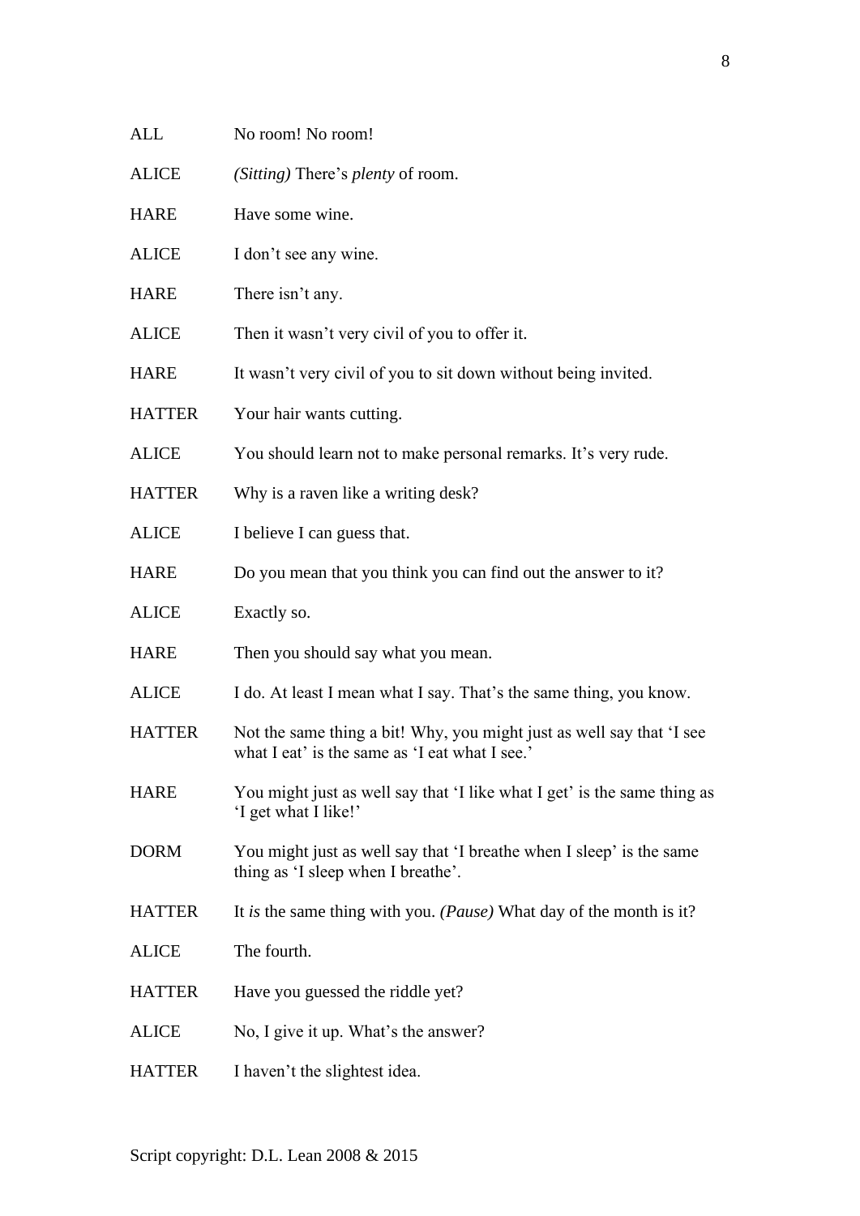ALL No room! No room!

ALICE *(Sitting)* There's *plenty* of room.

HARE Have some wine.

ALICE I don't see any wine.

HARE There isn't any.

ALICE Then it wasn't very civil of you to offer it.

HARE It wasn't very civil of you to sit down without being invited.

HATTER Your hair wants cutting.

ALICE You should learn not to make personal remarks. It's very rude.

HATTER Why is a raven like a writing desk?

ALICE I believe I can guess that.

HARE Do you mean that you think you can find out the answer to it?

ALICE Exactly so.

HARE Then you should say what you mean.

ALICE I do. At least I mean what I say. That's the same thing, you know.

HATTER Not the same thing a bit! Why, you might just as well say that 'I see what I eat' is the same as 'I eat what I see.'

HARE You might just as well say that 'I like what I get' is the same thing as 'I get what I like!'

DORM You might just as well say that 'I breathe when I sleep' is the same thing as 'I sleep when I breathe'.

HATTER It *is* the same thing with you. *(Pause)* What day of the month is it?

ALICE The fourth.

HATTER Have you guessed the riddle yet?

ALICE No, I give it up. What's the answer?

HATTER I haven't the slightest idea.

Script copyright: D.L. Lean 2008 & 2015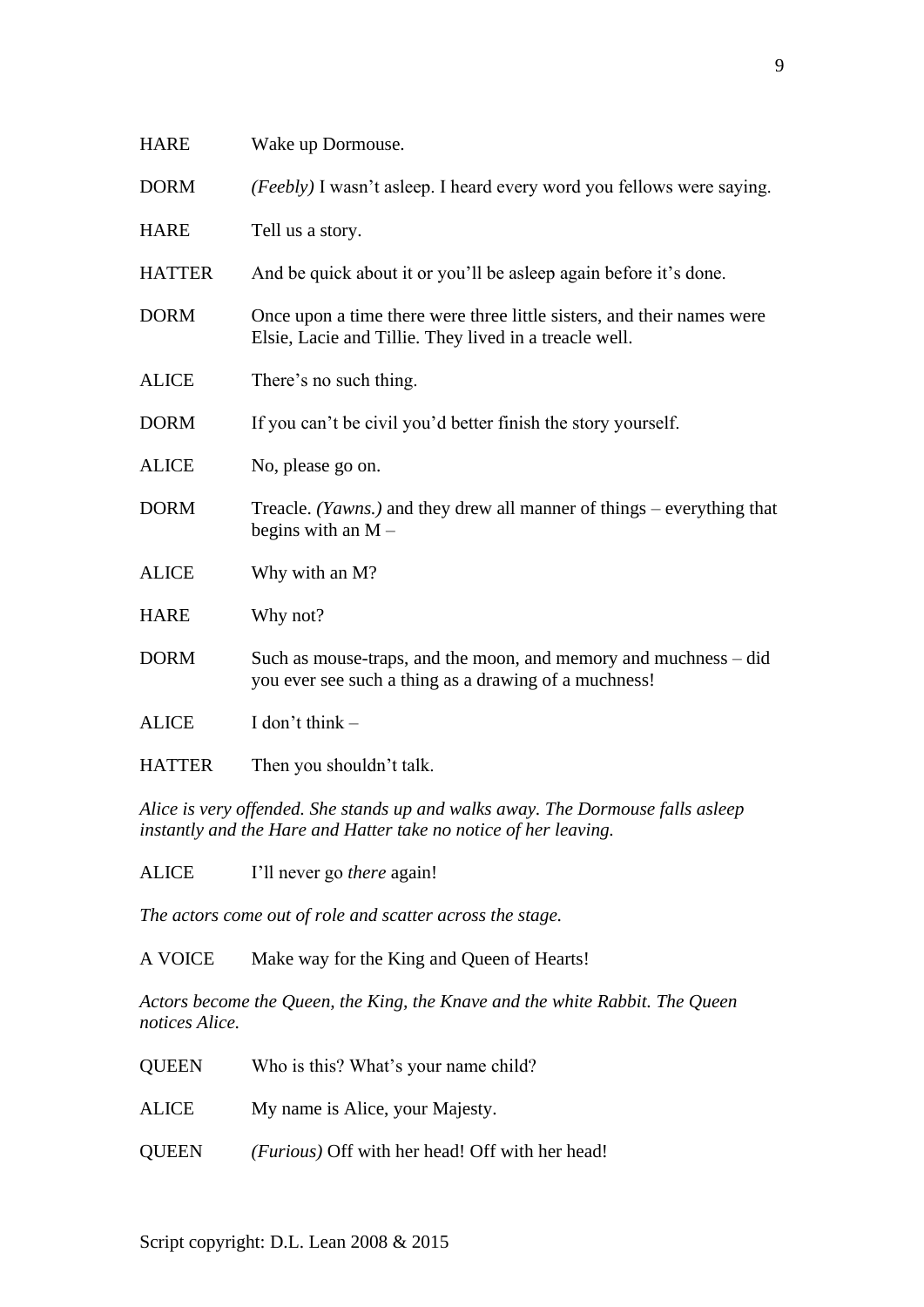HARE Wake up Dormouse.

DORM *(Feebly)* I wasn't asleep. I heard every word you fellows were saying.

HARE Tell us a story.

HATTER And be quick about it or you'll be asleep again before it's done.

DORM Once upon a time there were three little sisters, and their names were Elsie, Lacie and Tillie. They lived in a treacle well.

ALICE There's no such thing.

DORM If you can't be civil you'd better finish the story yourself.

ALICE No, please go on.

DORM Treacle. *(Yawns.)* and they drew all manner of things – everything that begins with an M –

ALICE Why with an M?

HARE Why not?

DORM Such as mouse-traps, and the moon, and memory and muchness – did you ever see such a thing as a drawing of a muchness!

ALICE I don't think –

HATTER Then you shouldn't talk.

*Alice is very offended. She stands up and walks away. The Dormouse falls asleep instantly and the Hare and Hatter take no notice of her leaving.*

ALICE I'll never go *there* again!

*The actors come out of role and scatter across the stage.*

A VOICE Make way for the King and Queen of Hearts!

*Actors become the Queen, the King, the Knave and the white Rabbit. The Queen notices Alice.*

QUEEN Who is this? What's your name child?

ALICE My name is Alice, your Majesty.

QUEEN *(Furious)* Off with her head! Off with her head!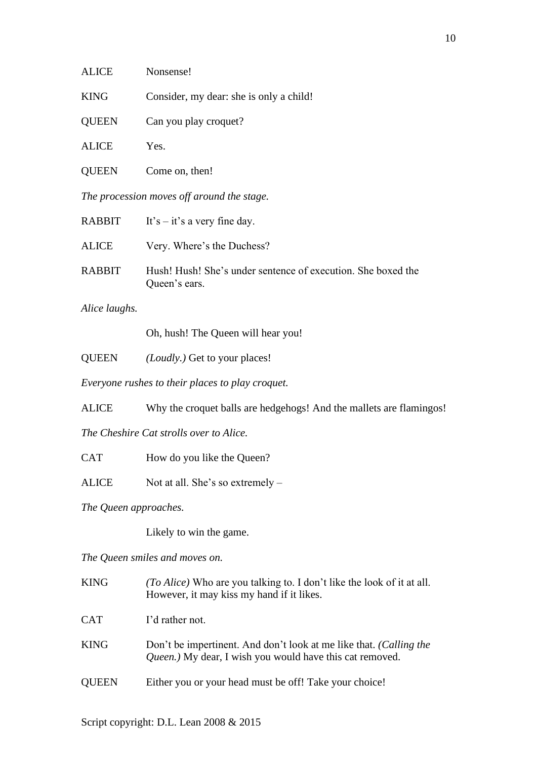ALICE Nonsense!

KING Consider, my dear: she is only a child!

QUEEN Can you play croquet?

ALICE Yes.

QUEEN Come on, then!

*The procession moves off around the stage.*

RABBIT It's – it's a very fine day.

ALICE Very. Where's the Duchess?

RABBIT Hush! Hush! She's under sentence of execution. She boxed the Queen's ears.

*Alice laughs.*

Oh, hush! The Queen will hear you!

QUEEN *(Loudly.)* Get to your places!

*Everyone rushes to their places to play croquet.*

ALICE Why the croquet balls are hedgehogs! And the mallets are flamingos!

*The Cheshire Cat strolls over to Alice.*

CAT How do you like the Queen?

ALICE Not at all. She's so extremely –

*The Queen approaches.*

Likely to win the game.

*The Queen smiles and moves on.*

KING *(To Alice)* Who are you talking to. I don't like the look of it at all. However, it may kiss my hand if it likes.

CAT I'd rather not.

KING Don't be impertinent. And don't look at me like that. *(Calling the Queen.)* My dear, I wish you would have this cat removed.

QUEEN Either you or your head must be off! Take your choice!

Script copyright: D.L. Lean 2008 & 2015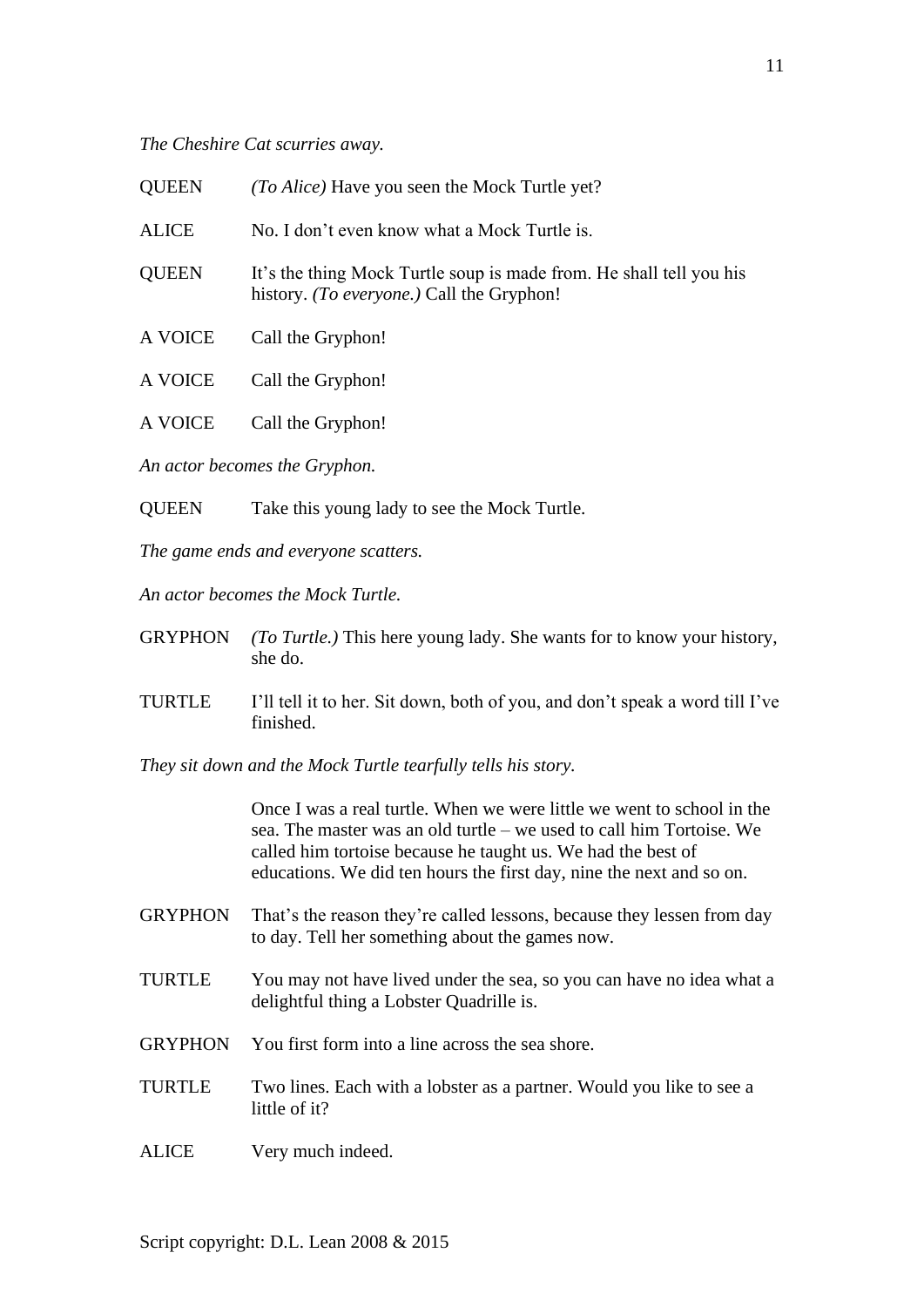*The Cheshire Cat scurries away.*

QUEEN *(To Alice)* Have you seen the Mock Turtle yet?

ALICE No. I don't even know what a Mock Turtle is.

QUEEN It's the thing Mock Turtle soup is made from. He shall tell you his history. *(To everyone.)* Call the Gryphon!

A VOICE Call the Gryphon!

A VOICE Call the Gryphon!

A VOICE Call the Gryphon!

*An actor becomes the Gryphon.*

QUEEN Take this young lady to see the Mock Turtle.

*The game ends and everyone scatters.*

*An actor becomes the Mock Turtle.*

GRYPHON *(To Turtle.)* This here young lady. She wants for to know your history, she do.

TURTLE I'll tell it to her. Sit down, both of you, and don't speak a word till I've finished.

*They sit down and the Mock Turtle tearfully tells his story.*

Once I was a real turtle. When we were little we went to school in the sea. The master was an old turtle – we used to call him Tortoise. We called him tortoise because he taught us. We had the best of educations. We did ten hours the first day, nine the next and so on.

GRYPHON That's the reason they're called lessons, because they lessen from day to day. Tell her something about the games now.

TURTLE You may not have lived under the sea, so you can have no idea what a delightful thing a Lobster Quadrille is.

GRYPHON You first form into a line across the sea shore.

TURTLE Two lines. Each with a lobster as a partner. Would you like to see a little of it?

ALICE Very much indeed.

Script copyright: D.L. Lean 2008 & 2015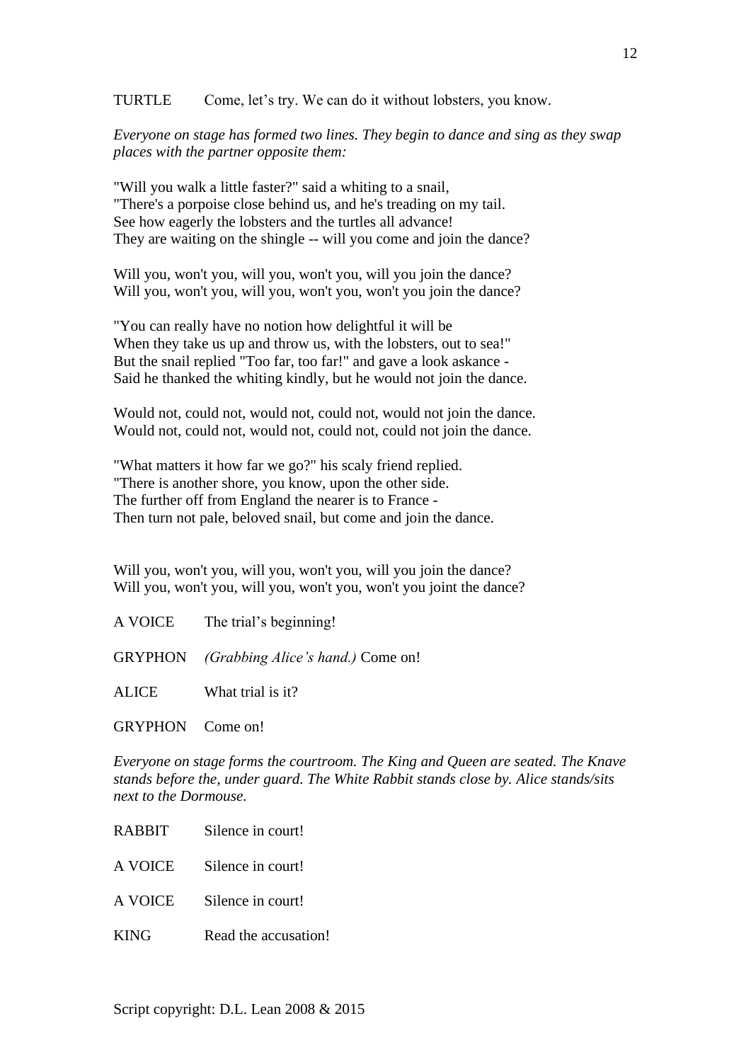TURTLE Come, let's try. We can do it without lobsters, you know.

*Everyone on stage has formed two lines. They begin to dance and sing as they swap places with the partner opposite them:*

"Will you walk a little faster?" said a whiting to a snail,
"There's a porpoise close behind us, and he's treading on my tail.
See how eagerly the lobsters and the turtles all advance!
They are waiting on the shingle -- will you come and join the dance?

Will you, won't you, will you, won't you, will you join the dance?
Will you, won't you, will you, won't you, won't you join the dance?

"You can really have no notion how delightful it will be
When they take us up and throw us, with the lobsters, out to sea!"
But the snail replied "Too far, too far!" and gave a look askance -
Said he thanked the whiting kindly, but he would not join the dance.

Would not, could not, would not, could not, would not join the dance.
Would not, could not, would not, could not, could not join the dance.

"What matters it how far we go?" his scaly friend replied.
"There is another shore, you know, upon the other side.
The further off from England the nearer is to France -
Then turn not pale, beloved snail, but come and join the dance.

Will you, won't you, will you, won't you, will you join the dance?
Will you, won't you, will you, won't you, won't you joint the dance?

A VOICE The trial's beginning!

GRYPHON *(Grabbing Alice's hand.)* Come on!

ALICE What trial is it?

GRYPHON Come on!

*Everyone on stage forms the courtroom. The King and Queen are seated. The Knave stands before the, under guard. The White Rabbit stands close by. Alice stands/sits next to the Dormouse.*

RABBIT Silence in court!

A VOICE Silence in court!

A VOICE Silence in court!

KING Read the accusation!

Script copyright: D.L. Lean 2008 & 2015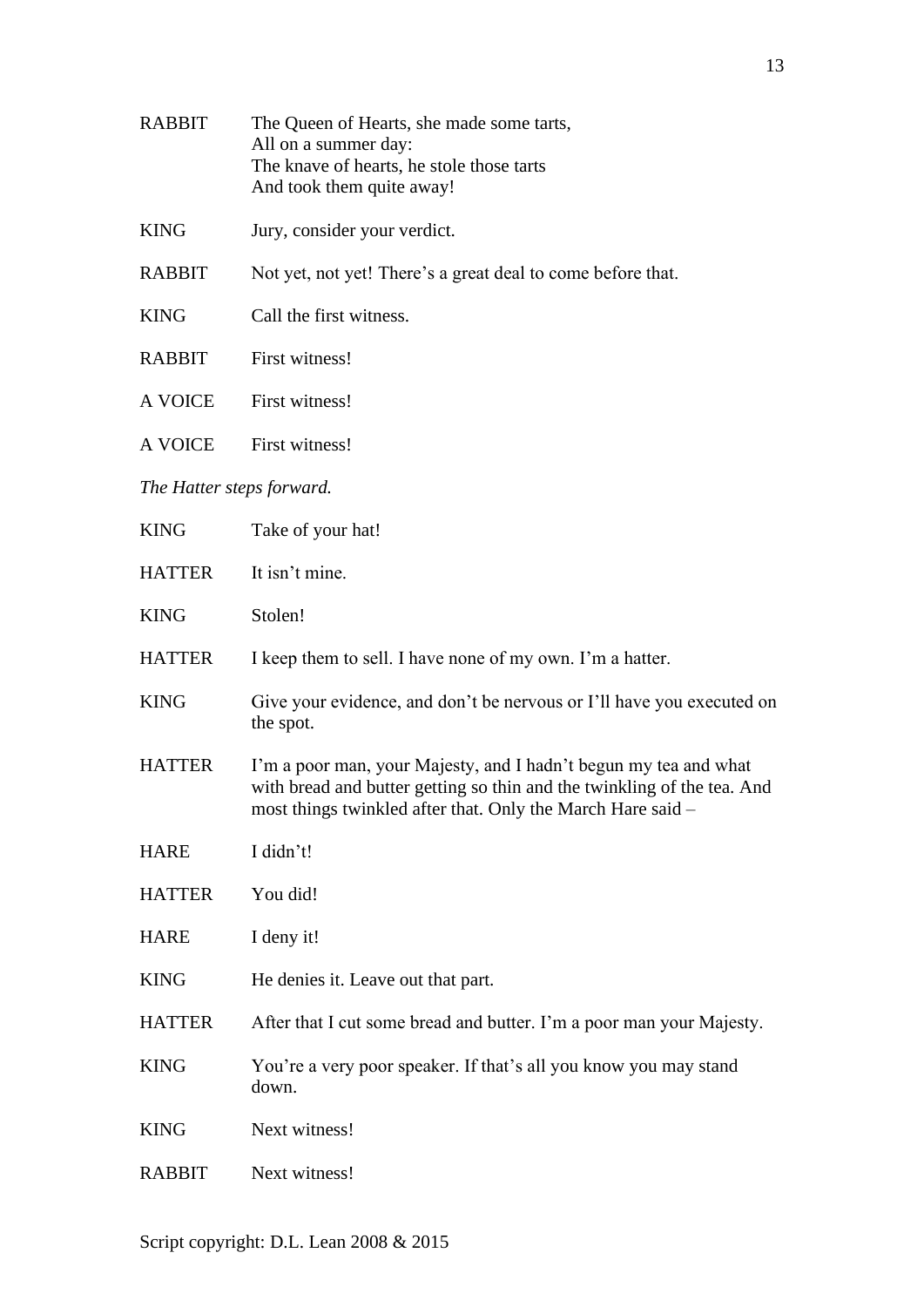RABBIT The Queen of Hearts, she made some tarts,
All on a summer day:
The knave of hearts, he stole those tarts
And took them quite away!

KING Jury, consider your verdict.

RABBIT Not yet, not yet! There's a great deal to come before that.

KING Call the first witness.

RABBIT First witness!

A VOICE First witness!

A VOICE First witness!

*The Hatter steps forward.*

KING Take of your hat!

HATTER It isn't mine.

KING Stolen!

HATTER I keep them to sell. I have none of my own. I'm a hatter.

KING Give your evidence, and don't be nervous or I'll have you executed on the spot.

HATTER I'm a poor man, your Majesty, and I hadn't begun my tea and what with bread and butter getting so thin and the twinkling of the tea. And most things twinkled after that. Only the March Hare said –

HARE I didn't!

HATTER You did!

HARE I deny it!

KING He denies it. Leave out that part.

HATTER After that I cut some bread and butter. I'm a poor man your Majesty.

KING You're a very poor speaker. If that's all you know you may stand down.

KING Next witness!

RABBIT Next witness!

Script copyright: D.L. Lean 2008 & 2015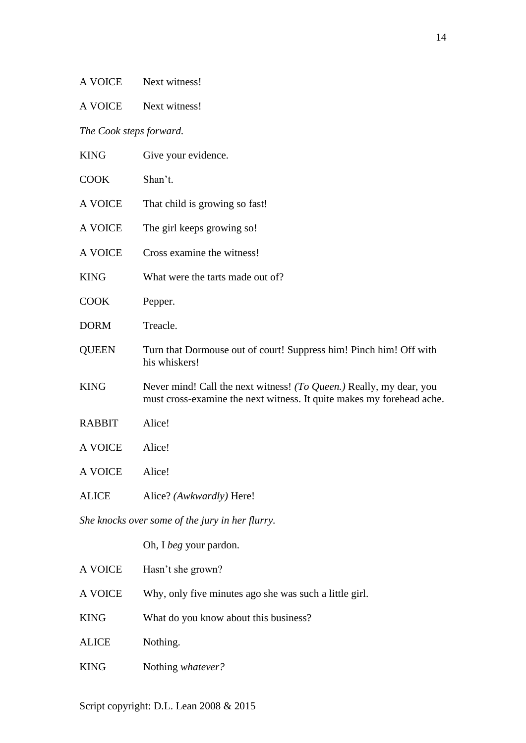A VOICE		Next witness!

A VOICE		Next witness!

*The Cook steps forward.*

KING		Give your evidence.

COOK		Shan't.

A VOICE		That child is growing so fast!

A VOICE		The girl keeps growing so!

A VOICE		Cross examine the witness!

KING		What were the tarts made out of?

COOK		Pepper.

DORM		Treacle.

QUEEN		Turn that Dormouse out of court! Suppress him! Pinch him! Off with his whiskers!

KING		Never mind! Call the next witness! *(To Queen.)* Really, my dear, you must cross-examine the next witness. It quite makes my forehead ache.

RABBIT		Alice!

A VOICE		Alice!

A VOICE		Alice!

ALICE		Alice? *(Awkwardly)* Here!

*She knocks over some of the jury in her flurry.*

		Oh, I *beg* your pardon.

A VOICE		Hasn't she grown?

A VOICE		Why, only five minutes ago she was such a little girl.

KING		What do you know about this business?

ALICE		Nothing.

KING		Nothing *whatever?*

Script copyright: D.L. Lean 2008 & 2015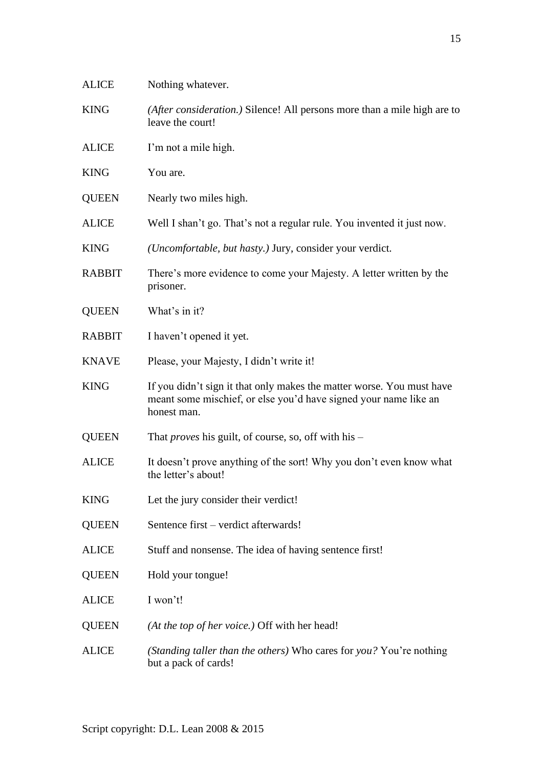ALICE Nothing whatever.

KING *(After consideration.)* Silence! All persons more than a mile high are to leave the court!

ALICE I'm not a mile high.

KING You are.

QUEEN Nearly two miles high.

ALICE Well I shan't go. That's not a regular rule. You invented it just now.

KING *(Uncomfortable, but hasty.)* Jury, consider your verdict.

RABBIT There's more evidence to come your Majesty. A letter written by the prisoner.

QUEEN What's in it?

RABBIT I haven't opened it yet.

KNAVE Please, your Majesty, I didn't write it!

KING If you didn't sign it that only makes the matter worse. You must have meant some mischief, or else you'd have signed your name like an honest man.

QUEEN That *proves* his guilt, of course, so, off with his –

ALICE It doesn't prove anything of the sort! Why you don't even know what the letter's about!

KING Let the jury consider their verdict!

QUEEN Sentence first – verdict afterwards!

ALICE Stuff and nonsense. The idea of having sentence first!

QUEEN Hold your tongue!

ALICE I won't!

QUEEN *(At the top of her voice.)* Off with her head!

ALICE *(Standing taller than the others)* Who cares for *you?* You're nothing but a pack of cards!

Script copyright: D.L. Lean 2008 & 2015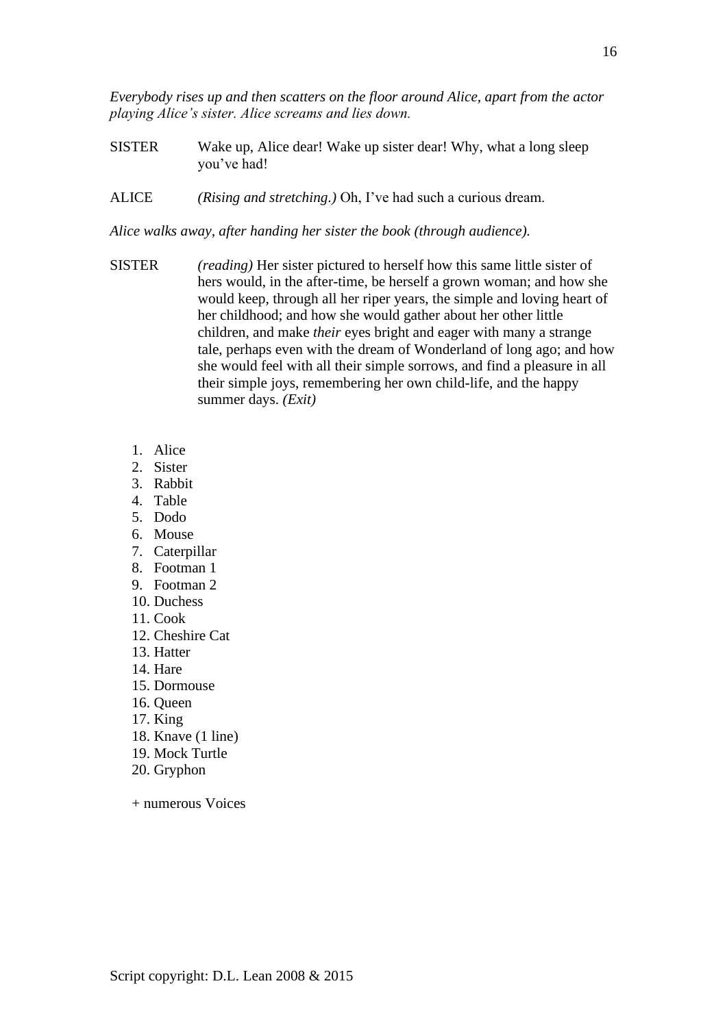*Everybody rises up and then scatters on the floor around Alice, apart from the actor playing Alice's sister. Alice screams and lies down.*

SISTER Wake up, Alice dear! Wake up sister dear! Why, what a long sleep you've had!

ALICE *(Rising and stretching.)* Oh, I've had such a curious dream.

*Alice walks away, after handing her sister the book (through audience).*

SISTER *(reading)* Her sister pictured to herself how this same little sister of hers would, in the after-time, be herself a grown woman; and how she would keep, through all her riper years, the simple and loving heart of her childhood; and how she would gather about her other little children, and make *their* eyes bright and eager with many a strange tale, perhaps even with the dream of Wonderland of long ago; and how she would feel with all their simple sorrows, and find a pleasure in all their simple joys, remembering her own child-life, and the happy summer days. *(Exit)*

1. Alice
2. Sister
3. Rabbit
4. Table
5. Dodo
6. Mouse
7. Caterpillar
8. Footman 1
9. Footman 2
10. Duchess
11. Cook
12. Cheshire Cat
13. Hatter
14. Hare
15. Dormouse
16. Queen
17. King
18. Knave (1 line)
19. Mock Turtle
20. Gryphon

+ numerous Voices

Script copyright: D.L. Lean 2008 & 2015